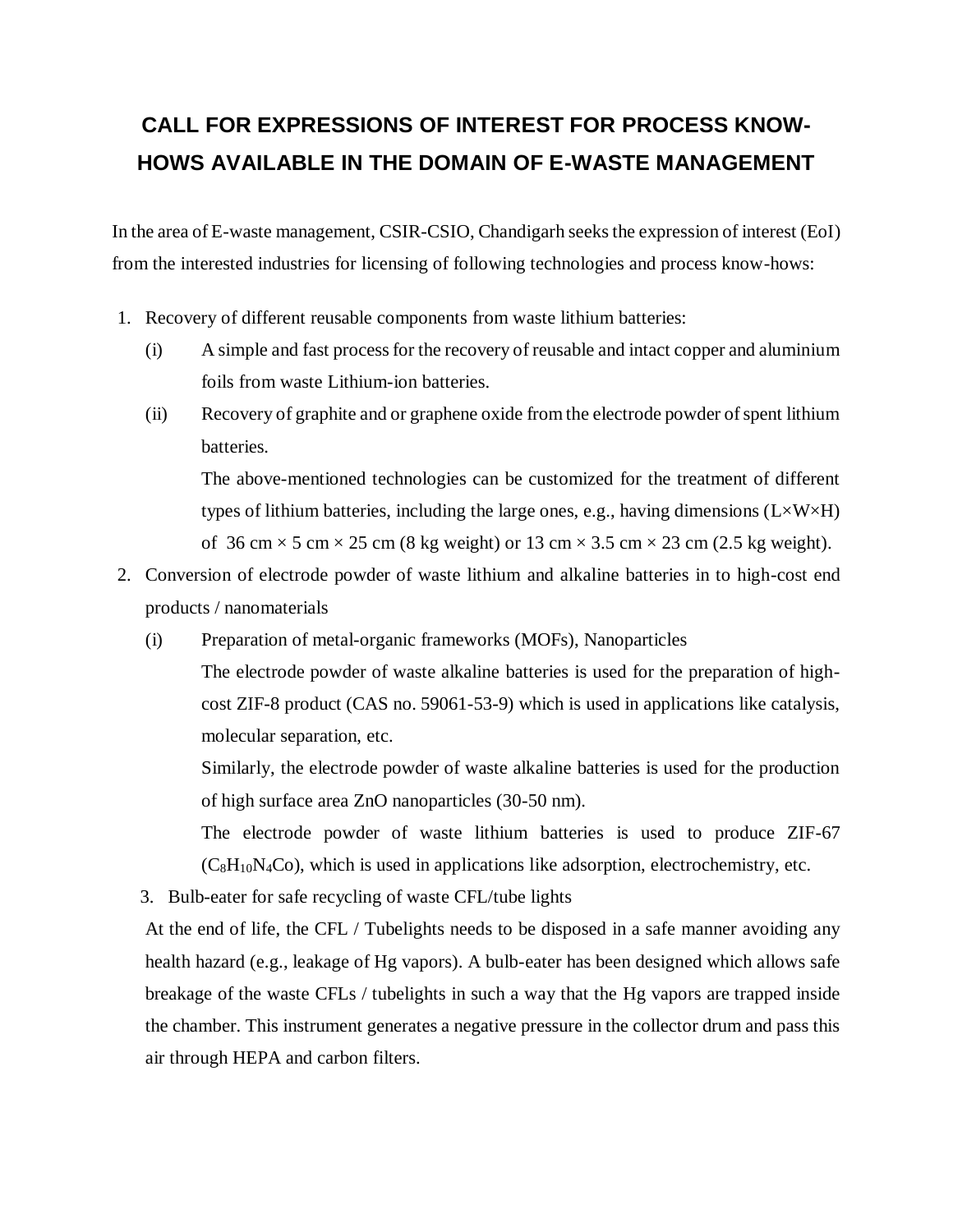# CALL FOR EXPRESSIONS OF INTEREST FOR PROCESS KNOW-HOWS AVAILABLE IN THE DOMAIN OF E-WASTE MANAGEMENT

In the area of E-waste management, CSIR-CSIO, Chandigarh seeks the expression of interest (EoI) from the interested industries for licensing of following technologies and process know-hows:

1. Recovery of different reusable components from waste lithium batteries:
   - (i) A simple and fast process for the recovery of reusable and intact copper and aluminium foils from waste Lithium-ion batteries.
   - (ii) Recovery of graphite and or graphene oxide from the electrode powder of spent lithium batteries.

     The above-mentioned technologies can be customized for the treatment of different types of lithium batteries, including the large ones, e.g., having dimensions (L×W×H) of 36 cm × 5 cm × 25 cm (8 kg weight) or 13 cm × 3.5 cm × 23 cm (2.5 kg weight).
2. Conversion of electrode powder of waste lithium and alkaline batteries in to high-cost end products / nanomaterials
   - (i) Preparation of metal-organic frameworks (MOFs), Nanoparticles

     The electrode powder of waste alkaline batteries is used for the preparation of high-cost ZIF-8 product (CAS no. 59061-53-9) which is used in applications like catalysis, molecular separation, etc.

     Similarly, the electrode powder of waste alkaline batteries is used for the production of high surface area ZnO nanoparticles (30-50 nm).

     The electrode powder of waste lithium batteries is used to produce ZIF-67 ($C_8H_{10}N_4Co$), which is used in applications like adsorption, electrochemistry, etc.
3. Bulb-eater for safe recycling of waste CFL/tube lights

   At the end of life, the CFL / Tubelights needs to be disposed in a safe manner avoiding any health hazard (e.g., leakage of Hg vapors). A bulb-eater has been designed which allows safe breakage of the waste CFLs / tubelights in such a way that the Hg vapors are trapped inside the chamber. This instrument generates a negative pressure in the collector drum and pass this air through HEPA and carbon filters.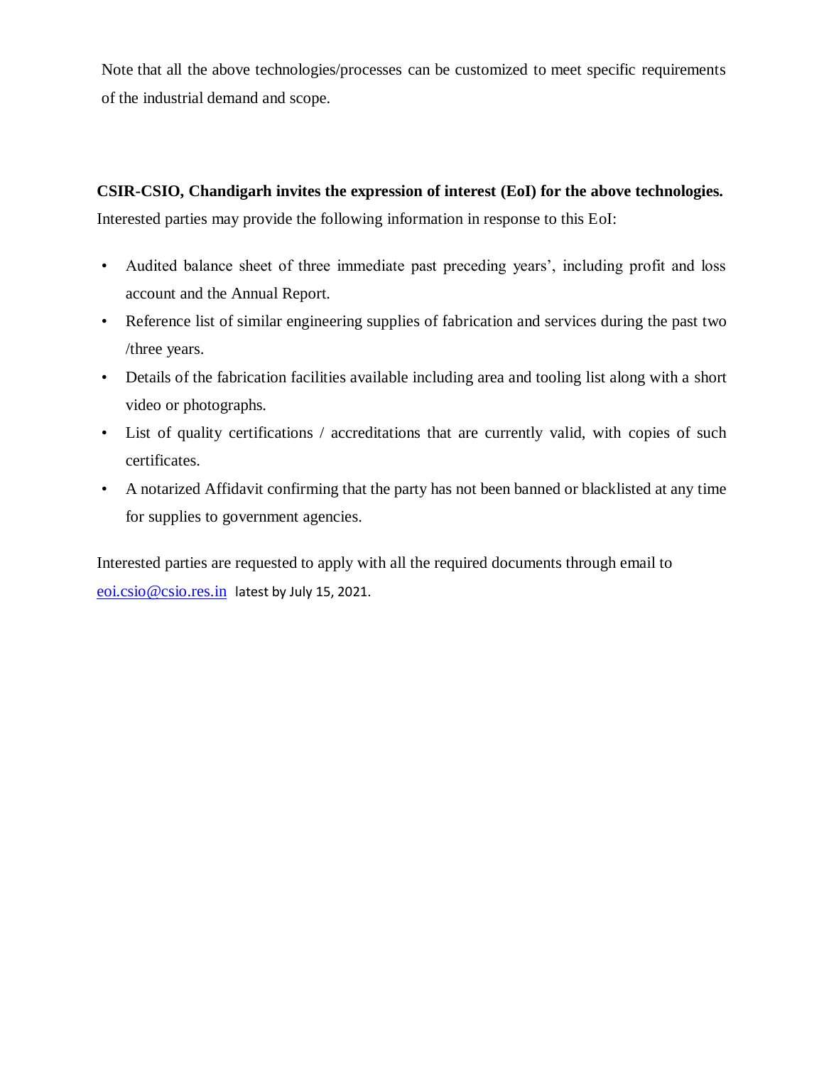Note that all the above technologies/processes can be customized to meet specific requirements of the industrial demand and scope.

**CSIR-CSIO, Chandigarh invites the expression of interest (EoI) for the above technologies.**

Interested parties may provide the following information in response to this EoI:

- Audited balance sheet of three immediate past preceding years', including profit and loss account and the Annual Report.
- Reference list of similar engineering supplies of fabrication and services during the past two /three years.
- Details of the fabrication facilities available including area and tooling list along with a short video or photographs.
- List of quality certifications / accreditations that are currently valid, with copies of such certificates.
- A notarized Affidavit confirming that the party has not been banned or blacklisted at any time for supplies to government agencies.

Interested parties are requested to apply with all the required documents through email to eoi.csio@csio.res.in latest by July 15, 2021.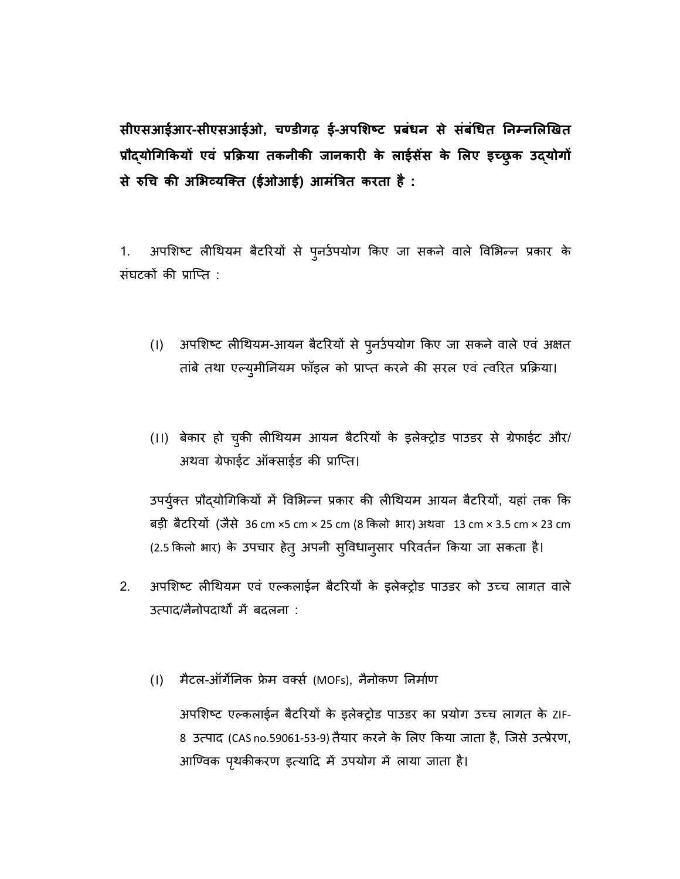**सीएसआईआर-सीएसआईओ, चण्डीगढ़ ई-अपशिष्ट प्रबंधन से संबंधित निम्नलिखित प्रौद्योगिकियों एवं प्रक्रिया तकनीकी जानकारी के लाईसेंस के लिए इच्छुक उद्योगों से रुचि की अभिव्यक्ति (ईओआई) आमंत्रित करता है :**

1. अपशिष्ट लीथियम बैटरियों से पुनर्उपयोग किए जा सकने वाले विभिन्न प्रकार के संघटकों की प्राप्ति :

   (I) अपशिष्ट लीथियम-आयन बैटरियों से पुनर्उपयोग किए जा सकने वाले एवं अक्षत तांबे तथा एल्युमीनियम फॉइल को प्राप्त करने की सरल एवं त्वरित प्रक्रिया।

   (II) बेकार हो चुकी लीथियम आयन बैटरियों के इलेक्ट्रोड पाउडर से ग्रेफाईट और/अथवा ग्रेफाईट ऑक्साईड की प्राप्ति।

   उपर्युक्त प्रौद्योगिकियों में विभिन्न प्रकार की लीथियम आयन बैटरियों, यहां तक कि बड़ी बैटरियों (जैसे 36 cm ×5 cm × 25 cm (8 किलो भार) अथवा 13 cm × 3.5 cm × 23 cm (2.5 किलो भार) के उपचार हेतु अपनी सुविधानुसार परिवर्तन किया जा सकता है।

2. अपशिष्ट लीथियम एवं एल्कलाईन बैटरियों के इलेक्ट्रोड पाउडर को उच्च लागत वाले उत्पाद/नैनोपदार्थों में बदलना :

   (I) मैटल-ऑर्गेनिक फ्रेम वर्क्स (MOFs), नैनोकण निर्माण

   अपशिष्ट एल्कलाईन बैटरियों के इलेक्ट्रोड पाउडर का प्रयोग उच्च लागत के ZIF-8 उत्पाद (CAS no.59061-53-9) तैयार करने के लिए किया जाता है, जिसे उत्प्रेरण, आण्विक पृथकीकरण इत्यादि में उपयोग में लाया जाता है।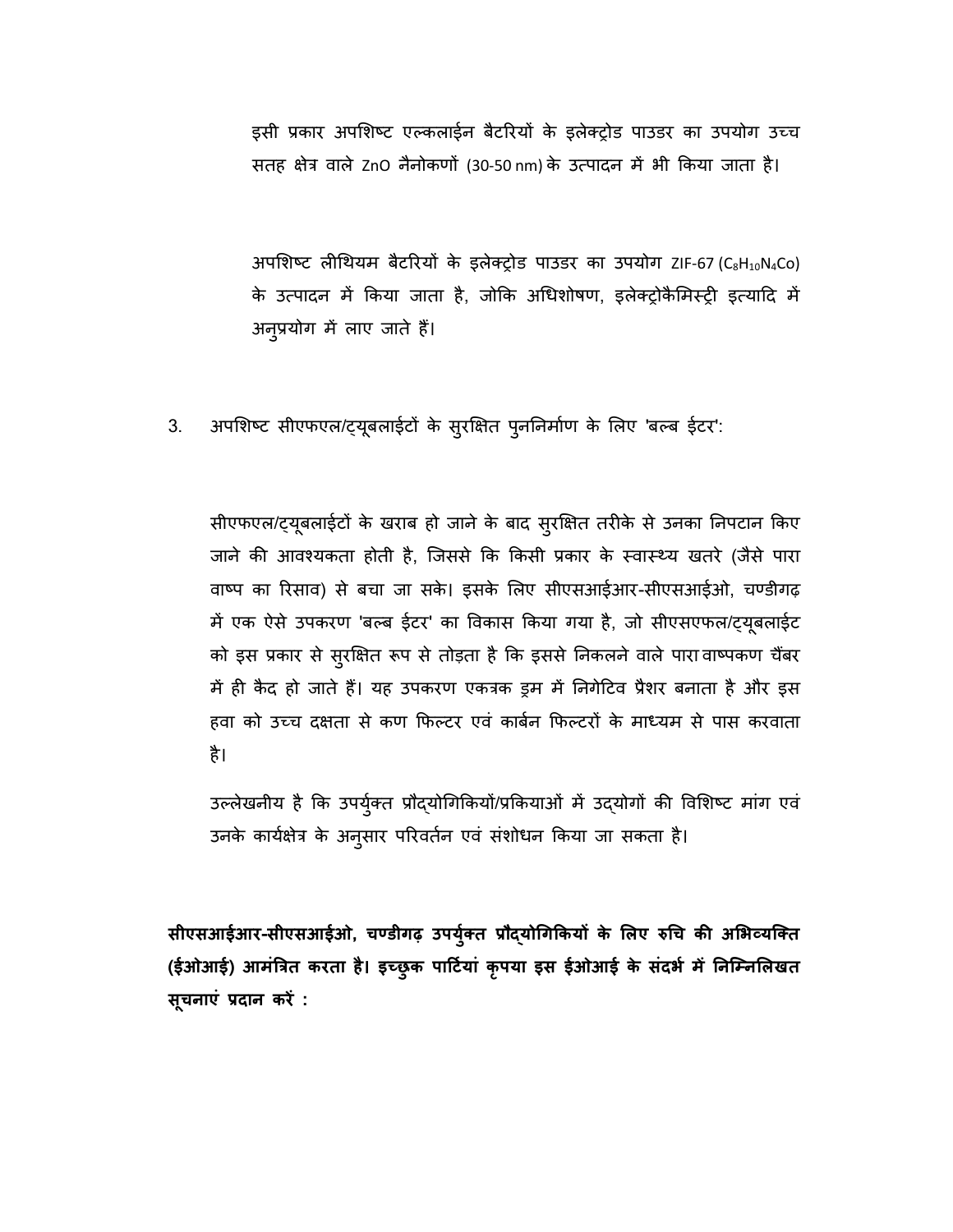इसी प्रकार अपशिष्ट एल्कलाईन बैटरियों के इलेक्ट्रोड पाउडर का उपयोग उच्च सतह क्षेत्र वाले ZnO नैनोकणों (30-50 nm) के उत्पादन में भी किया जाता है।

अपशिष्ट लीथियम बैटरियों के इलेक्ट्रोड पाउडर का उपयोग ZIF-67 ($C_8H_{10}N_4Co$) के उत्पादन में किया जाता है, जोकि अधिशोषण, इलेक्ट्रोकैमिस्ट्री इत्यादि में अनुप्रयोग में लाए जाते हैं।

3. अपशिष्ट सीएफएल/ट्यूबलाईटों के सुरक्षित पुनर्निर्माण के लिए 'बल्ब ईटर':

सीएफएल/ट्यूबलाईटों के खराब हो जाने के बाद सुरक्षित तरीके से उनका निपटान किए जाने की आवश्यकता होती है, जिससे कि किसी प्रकार के स्वास्थ्य खतरे (जैसे पारा वाष्प का रिसाव) से बचा जा सके। इसके लिए सीएसआईआर-सीएसआईओ, चण्डीगढ़ में एक ऐसे उपकरण 'बल्ब ईटर' का विकास किया गया है, जो सीएसएफल/ट्यूबलाईट को इस प्रकार से सुरक्षित रूप से तोड़ता है कि इससे निकलने वाले पारा वाष्पकण चैंबर में ही कैद हो जाते हैं। यह उपकरण एकत्रक ड्रम में निगेटिव प्रैशर बनाता है और इस हवा को उच्च दक्षता से कण फिल्टर एवं कार्बन फिल्टरों के माध्यम से पास करवाता है।

उल्लेखनीय है कि उपर्युक्त प्रौद्योगिकियों/प्रकियाओं में उद्योगों की विशिष्ट मांग एवं उनके कार्यक्षेत्र के अनुसार परिवर्तन एवं संशोधन किया जा सकता है।

**सीएसआईआर-सीएसआईओ, चण्डीगढ़ उपर्युक्त प्रौद्योगिकियों के लिए रुचि की अभिव्यक्ति (ईओआई) आमंत्रित करता है। इच्छुक पार्टियां कृपया इस ईओआई के संदर्भ में निम्निलिखत सूचनाएं प्रदान करें :**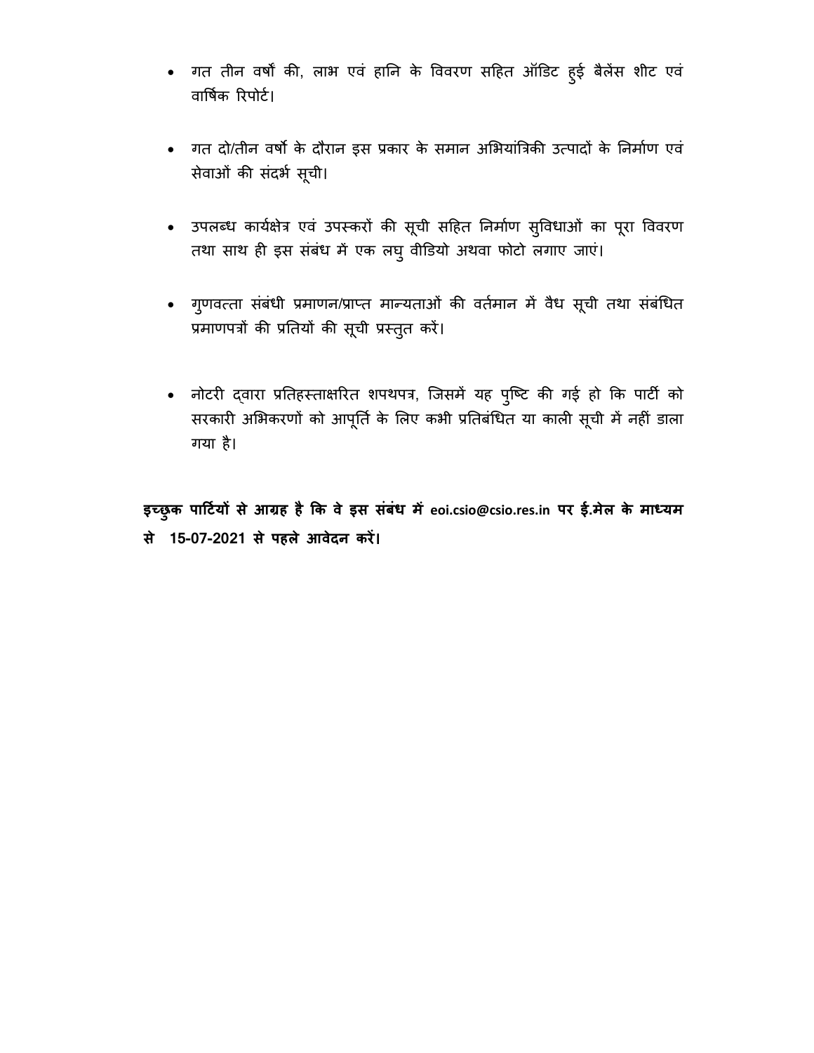- गत तीन वर्षों की, लाभ एवं हानि के विवरण सहित ऑडिट हुई बैलेंस शीट एवं वार्षिक रिपोर्ट।

- गत दो/तीन वर्षों के दौरान इस प्रकार के समान अभियांत्रिकी उत्पादों के निर्माण एवं सेवाओं की संदर्भ सूची।

- उपलब्ध कार्यक्षेत्र एवं उपस्करों की सूची सहित निर्माण सुविधाओं का पूरा विवरण तथा साथ ही इस संबंध में एक लघु वीडियो अथवा फोटो लगाए जाएं।

- गुणवत्ता संबंधी प्रमाणन/प्राप्त मान्यताओं की वर्तमान में वैध सूची तथा संबंधित प्रमाणपत्रों की प्रतियों की सूची प्रस्तुत करें।

- नोटरी द्वारा प्रतिहस्ताक्षरित शपथपत्र, जिसमें यह पुष्टि की गई हो कि पार्टी को सरकारी अभिकरणों को आपूर्ति के लिए कभी प्रतिबंधित या काली सूची में नहीं डाला गया है।

**इच्छुक पार्टियों से आग्रह है कि वे इस संबंध में eoi.csio@csio.res.in पर ई.मेल के माध्यम से 15-07-2021 से पहले आवेदन करें।**